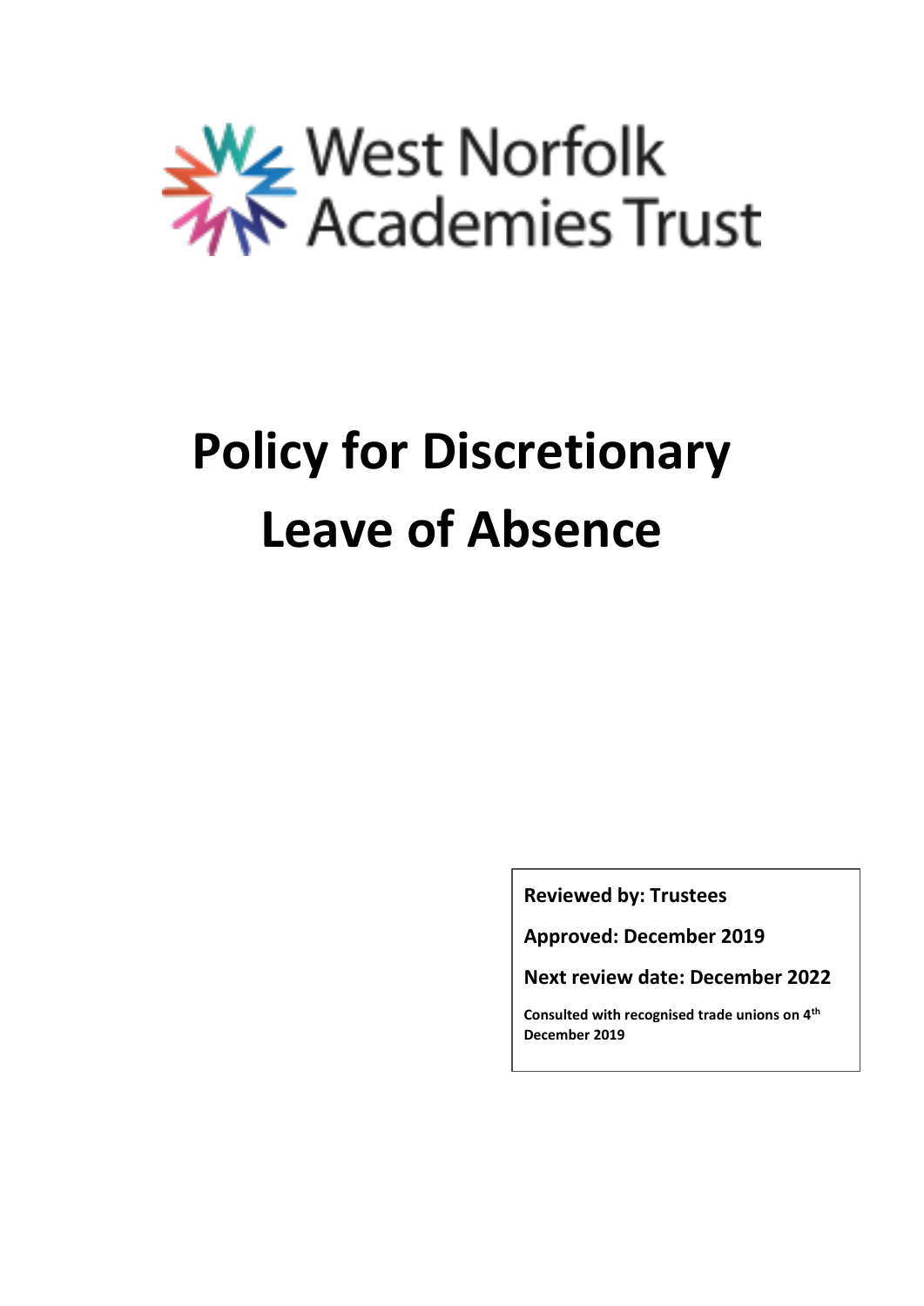West Norfolk Academies Trust

# Policy for Discretionary Leave of Absence

**Reviewed by: Trustees**

**Approved: December 2019**

**Next review date: December 2022**

**Consulted with recognised trade unions on 4th December 2019**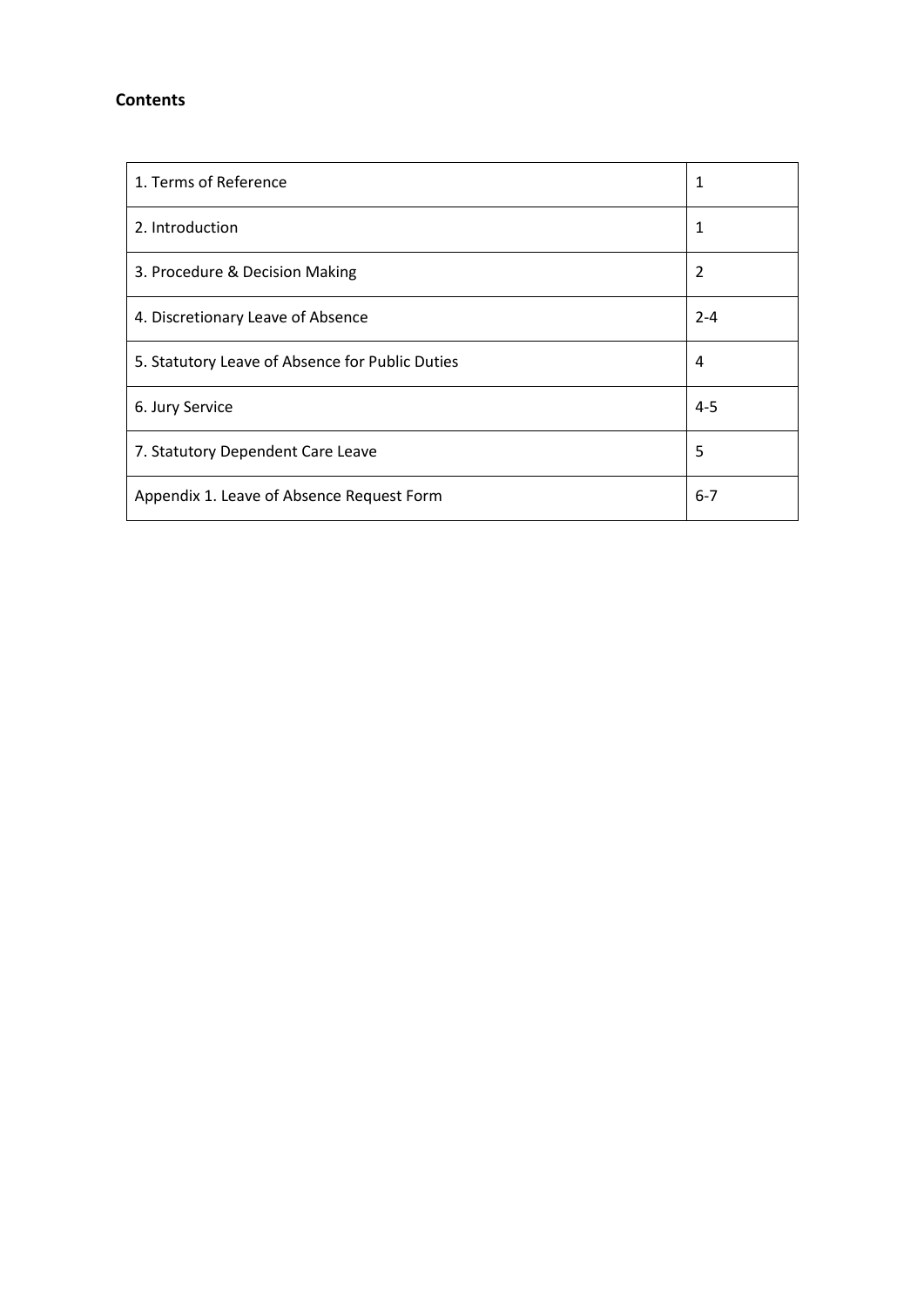**Contents**

| | |
|---|---|
| 1. Terms of Reference | 1 |
| 2. Introduction | 1 |
| 3. Procedure & Decision Making | 2 |
| 4. Discretionary Leave of Absence | 2-4 |
| 5. Statutory Leave of Absence for Public Duties | 4 |
| 6. Jury Service | 4-5 |
| 7. Statutory Dependent Care Leave | 5 |
| Appendix 1. Leave of Absence Request Form | 6-7 |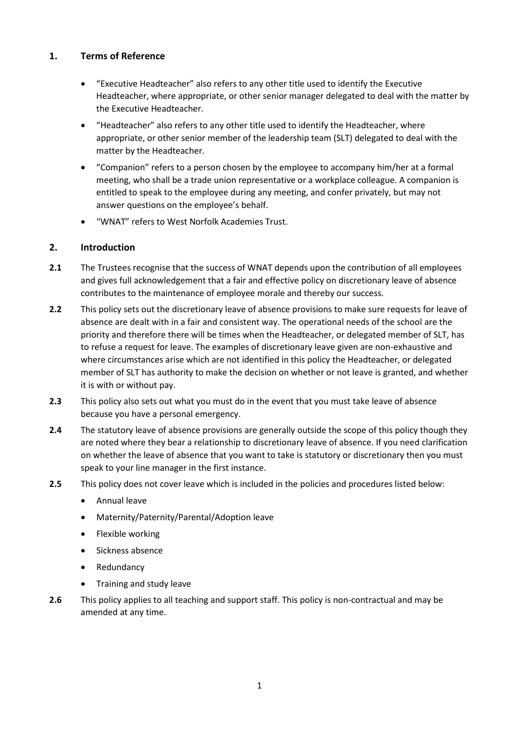## 1. Terms of Reference

- "Executive Headteacher" also refers to any other title used to identify the Executive Headteacher, where appropriate, or other senior manager delegated to deal with the matter by the Executive Headteacher.
- "Headteacher" also refers to any other title used to identify the Headteacher, where appropriate, or other senior member of the leadership team (SLT) delegated to deal with the matter by the Headteacher.
- "Companion" refers to a person chosen by the employee to accompany him/her at a formal meeting, who shall be a trade union representative or a workplace colleague. A companion is entitled to speak to the employee during any meeting, and confer privately, but may not answer questions on the employee's behalf.
- "WNAT" refers to West Norfolk Academies Trust.

## 2. Introduction

**2.1** The Trustees recognise that the success of WNAT depends upon the contribution of all employees and gives full acknowledgement that a fair and effective policy on discretionary leave of absence contributes to the maintenance of employee morale and thereby our success.

**2.2** This policy sets out the discretionary leave of absence provisions to make sure requests for leave of absence are dealt with in a fair and consistent way. The operational needs of the school are the priority and therefore there will be times when the Headteacher, or delegated member of SLT, has to refuse a request for leave. The examples of discretionary leave given are non-exhaustive and where circumstances arise which are not identified in this policy the Headteacher, or delegated member of SLT has authority to make the decision on whether or not leave is granted, and whether it is with or without pay.

**2.3** This policy also sets out what you must do in the event that you must take leave of absence because you have a personal emergency.

**2.4** The statutory leave of absence provisions are generally outside the scope of this policy though they are noted where they bear a relationship to discretionary leave of absence. If you need clarification on whether the leave of absence that you want to take is statutory or discretionary then you must speak to your line manager in the first instance.

**2.5** This policy does not cover leave which is included in the policies and procedures listed below:

- Annual leave
- Maternity/Paternity/Parental/Adoption leave
- Flexible working
- Sickness absence
- Redundancy
- Training and study leave

**2.6** This policy applies to all teaching and support staff. This policy is non-contractual and may be amended at any time.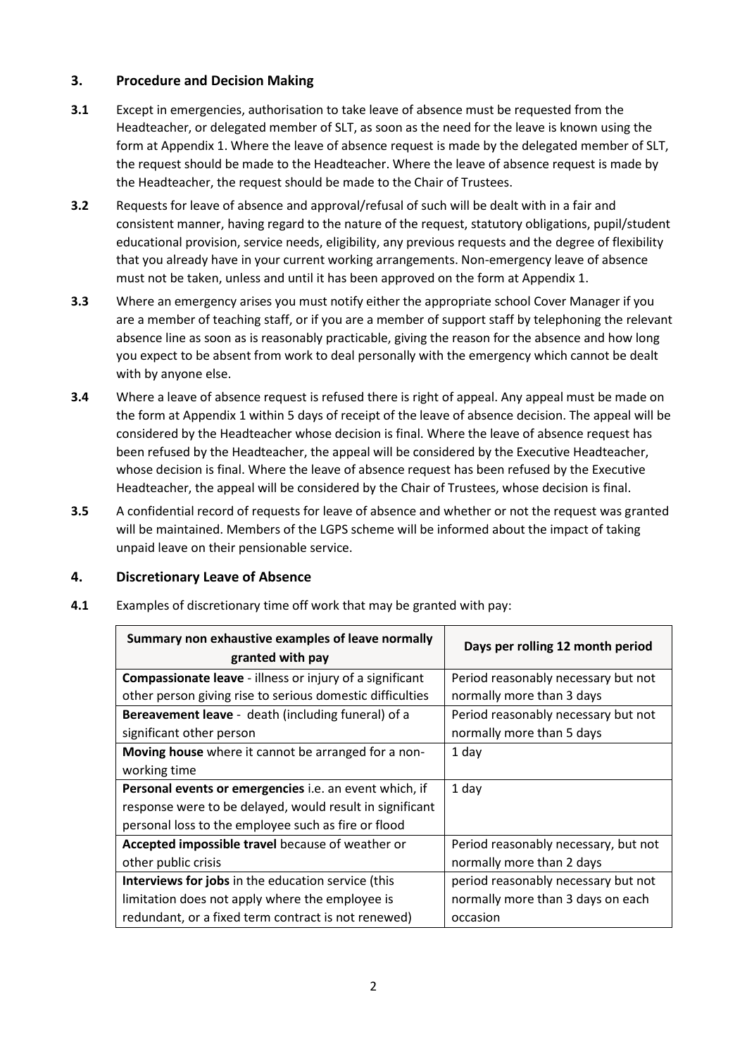## 3. Procedure and Decision Making

**3.1** Except in emergencies, authorisation to take leave of absence must be requested from the Headteacher, or delegated member of SLT, as soon as the need for the leave is known using the form at Appendix 1. Where the leave of absence request is made by the delegated member of SLT, the request should be made to the Headteacher. Where the leave of absence request is made by the Headteacher, the request should be made to the Chair of Trustees.

**3.2** Requests for leave of absence and approval/refusal of such will be dealt with in a fair and consistent manner, having regard to the nature of the request, statutory obligations, pupil/student educational provision, service needs, eligibility, any previous requests and the degree of flexibility that you already have in your current working arrangements. Non-emergency leave of absence must not be taken, unless and until it has been approved on the form at Appendix 1.

**3.3** Where an emergency arises you must notify either the appropriate school Cover Manager if you are a member of teaching staff, or if you are a member of support staff by telephoning the relevant absence line as soon as is reasonably practicable, giving the reason for the absence and how long you expect to be absent from work to deal personally with the emergency which cannot be dealt with by anyone else.

**3.4** Where a leave of absence request is refused there is right of appeal. Any appeal must be made on the form at Appendix 1 within 5 days of receipt of the leave of absence decision. The appeal will be considered by the Headteacher whose decision is final. Where the leave of absence request has been refused by the Headteacher, the appeal will be considered by the Executive Headteacher, whose decision is final. Where the leave of absence request has been refused by the Executive Headteacher, the appeal will be considered by the Chair of Trustees, whose decision is final.

**3.5** A confidential record of requests for leave of absence and whether or not the request was granted will be maintained. Members of the LGPS scheme will be informed about the impact of taking unpaid leave on their pensionable service.

## 4. Discretionary Leave of Absence

**4.1** Examples of discretionary time off work that may be granted with pay:

| Summary non exhaustive examples of leave normally granted with pay | Days per rolling 12 month period |
|---|---|
| **Compassionate leave** - illness or injury of a significant other person giving rise to serious domestic difficulties | Period reasonably necessary but not normally more than 3 days |
| **Bereavement leave** - death (including funeral) of a significant other person | Period reasonably necessary but not normally more than 5 days |
| **Moving house** where it cannot be arranged for a non-working time | 1 day |
| **Personal events or emergencies** i.e. an event which, if response were to be delayed, would result in significant personal loss to the employee such as fire or flood | 1 day |
| **Accepted impossible travel** because of weather or other public crisis | Period reasonably necessary, but not normally more than 2 days |
| **Interviews for jobs** in the education service (this limitation does not apply where the employee is redundant, or a fixed term contract is not renewed) | period reasonably necessary but not normally more than 3 days on each occasion |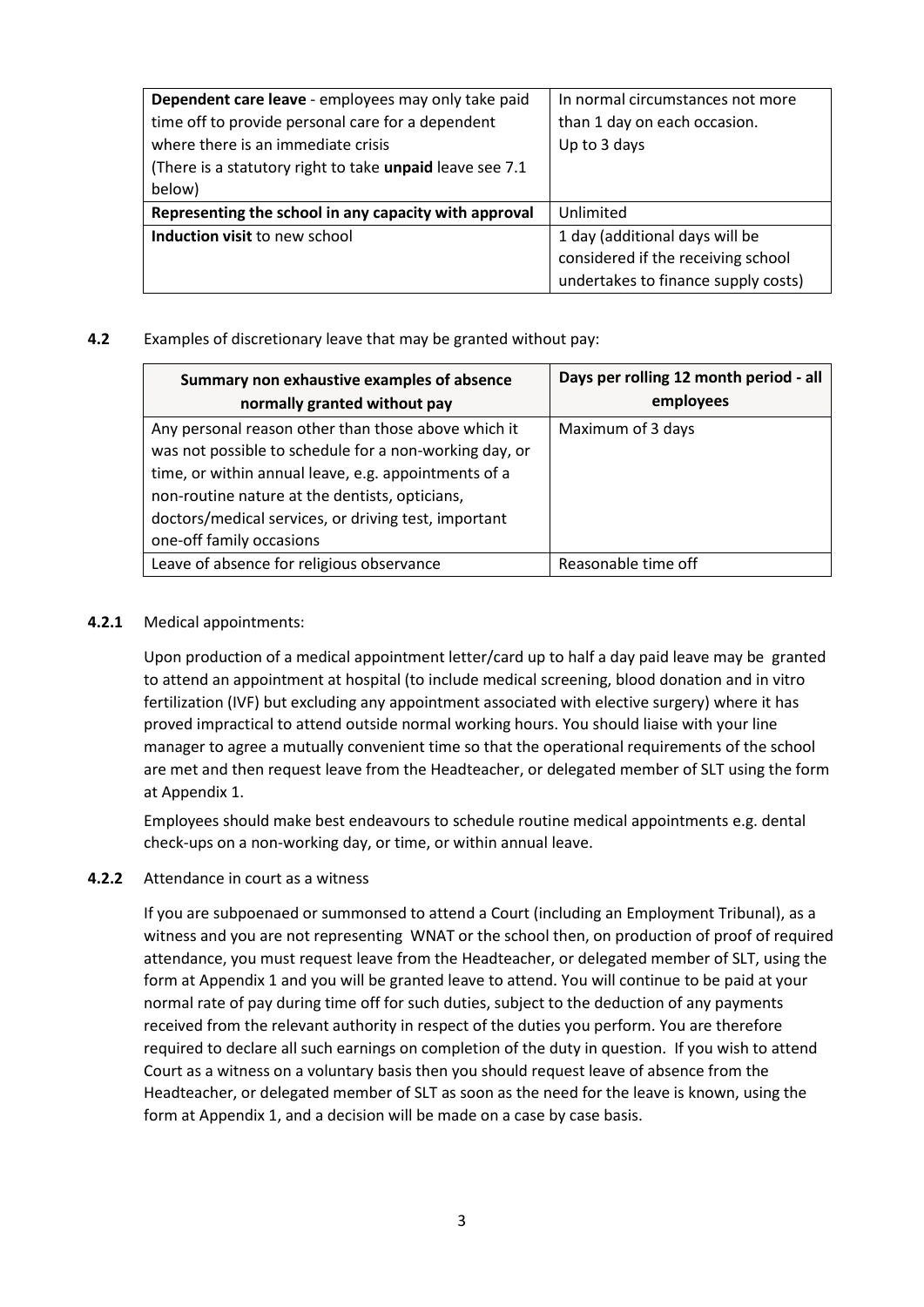| | |
|---|---|
| **Dependent care leave** - employees may only take paid time off to provide personal care for a dependent where there is an immediate crisis (There is a statutory right to take **unpaid** leave see 7.1 below) | In normal circumstances not more than 1 day on each occasion. Up to 3 days |
| **Representing the school in any capacity with approval** | Unlimited |
| **Induction visit** to new school | 1 day (additional days will be considered if the receiving school undertakes to finance supply costs) |

**4.2** Examples of discretionary leave that may be granted without pay:

| Summary non exhaustive examples of absence normally granted without pay | Days per rolling 12 month period - all employees |
|---|---|
| Any personal reason other than those above which it was not possible to schedule for a non-working day, or time, or within annual leave, e.g. appointments of a non-routine nature at the dentists, opticians, doctors/medical services, or driving test, important one-off family occasions | Maximum of 3 days |
| Leave of absence for religious observance | Reasonable time off |

**4.2.1** Medical appointments:

Upon production of a medical appointment letter/card up to half a day paid leave may be granted to attend an appointment at hospital (to include medical screening, blood donation and in vitro fertilization (IVF) but excluding any appointment associated with elective surgery) where it has proved impractical to attend outside normal working hours. You should liaise with your line manager to agree a mutually convenient time so that the operational requirements of the school are met and then request leave from the Headteacher, or delegated member of SLT using the form at Appendix 1.

Employees should make best endeavours to schedule routine medical appointments e.g. dental check-ups on a non-working day, or time, or within annual leave.

**4.2.2** Attendance in court as a witness

If you are subpoenaed or summonsed to attend a Court (including an Employment Tribunal), as a witness and you are not representing WNAT or the school then, on production of proof of required attendance, you must request leave from the Headteacher, or delegated member of SLT, using the form at Appendix 1 and you will be granted leave to attend. You will continue to be paid at your normal rate of pay during time off for such duties, subject to the deduction of any payments received from the relevant authority in respect of the duties you perform. You are therefore required to declare all such earnings on completion of the duty in question. If you wish to attend Court as a witness on a voluntary basis then you should request leave of absence from the Headteacher, or delegated member of SLT as soon as the need for the leave is known, using the form at Appendix 1, and a decision will be made on a case by case basis.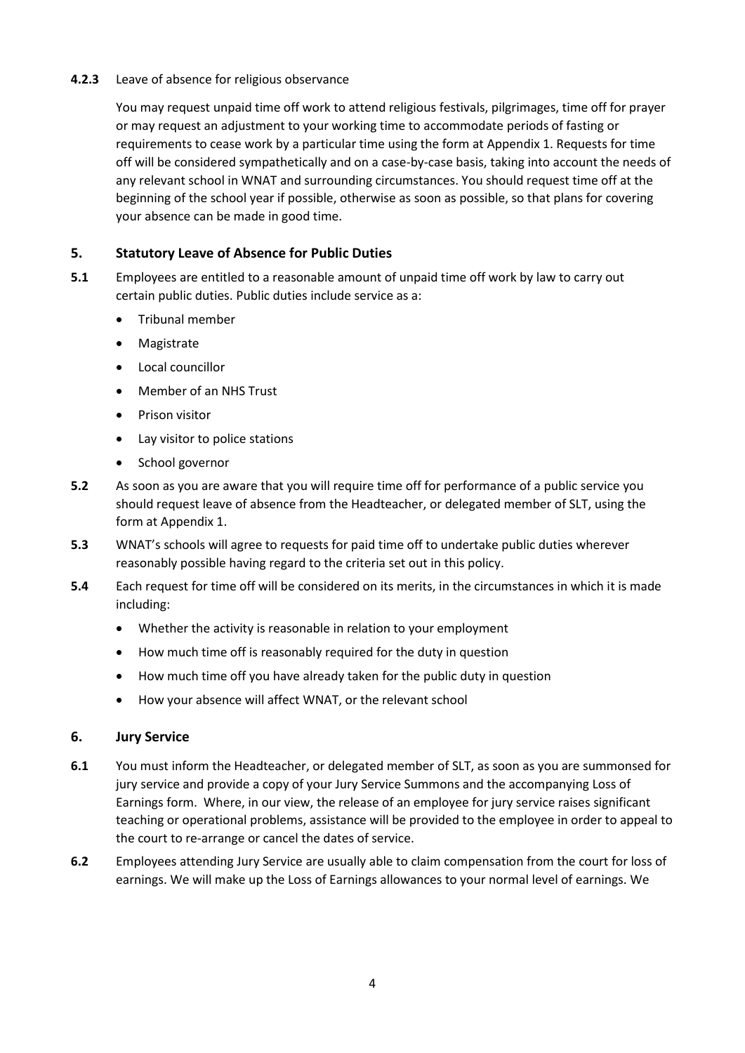**4.2.3** Leave of absence for religious observance

You may request unpaid time off work to attend religious festivals, pilgrimages, time off for prayer or may request an adjustment to your working time to accommodate periods of fasting or requirements to cease work by a particular time using the form at Appendix 1. Requests for time off will be considered sympathetically and on a case-by-case basis, taking into account the needs of any relevant school in WNAT and surrounding circumstances. You should request time off at the beginning of the school year if possible, otherwise as soon as possible, so that plans for covering your absence can be made in good time.

## 5. Statutory Leave of Absence for Public Duties

**5.1** Employees are entitled to a reasonable amount of unpaid time off work by law to carry out certain public duties. Public duties include service as a:

- Tribunal member
- Magistrate
- Local councillor
- Member of an NHS Trust
- Prison visitor
- Lay visitor to police stations
- School governor

**5.2** As soon as you are aware that you will require time off for performance of a public service you should request leave of absence from the Headteacher, or delegated member of SLT, using the form at Appendix 1.

**5.3** WNAT's schools will agree to requests for paid time off to undertake public duties wherever reasonably possible having regard to the criteria set out in this policy.

**5.4** Each request for time off will be considered on its merits, in the circumstances in which it is made including:

- Whether the activity is reasonable in relation to your employment
- How much time off is reasonably required for the duty in question
- How much time off you have already taken for the public duty in question
- How your absence will affect WNAT, or the relevant school

## 6. Jury Service

**6.1** You must inform the Headteacher, or delegated member of SLT, as soon as you are summonsed for jury service and provide a copy of your Jury Service Summons and the accompanying Loss of Earnings form. Where, in our view, the release of an employee for jury service raises significant teaching or operational problems, assistance will be provided to the employee in order to appeal to the court to re-arrange or cancel the dates of service.

**6.2** Employees attending Jury Service are usually able to claim compensation from the court for loss of earnings. We will make up the Loss of Earnings allowances to your normal level of earnings. We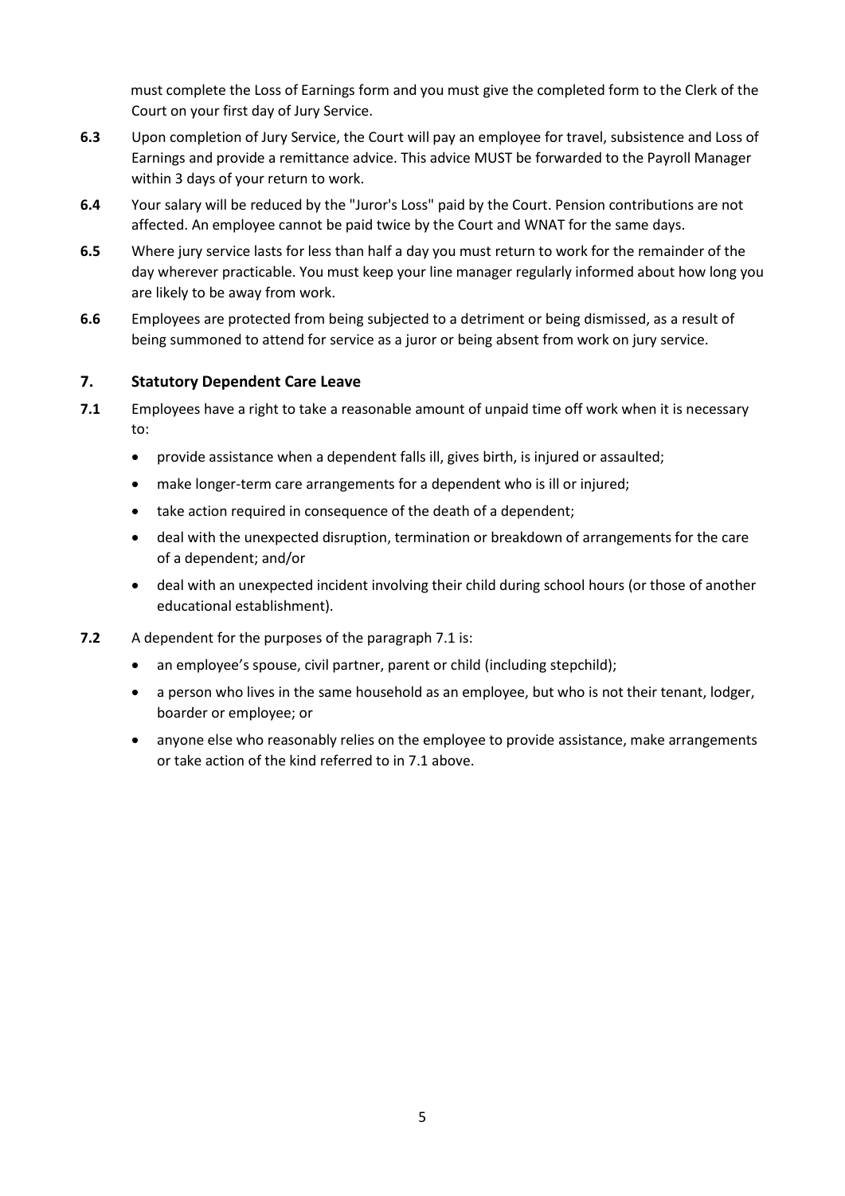must complete the Loss of Earnings form and you must give the completed form to the Clerk of the Court on your first day of Jury Service.

**6.3** Upon completion of Jury Service, the Court will pay an employee for travel, subsistence and Loss of Earnings and provide a remittance advice. This advice MUST be forwarded to the Payroll Manager within 3 days of your return to work.

**6.4** Your salary will be reduced by the "Juror's Loss" paid by the Court. Pension contributions are not affected. An employee cannot be paid twice by the Court and WNAT for the same days.

**6.5** Where jury service lasts for less than half a day you must return to work for the remainder of the day wherever practicable. You must keep your line manager regularly informed about how long you are likely to be away from work.

**6.6** Employees are protected from being subjected to a detriment or being dismissed, as a result of being summoned to attend for service as a juror or being absent from work on jury service.

## 7. Statutory Dependent Care Leave

**7.1** Employees have a right to take a reasonable amount of unpaid time off work when it is necessary to:

- provide assistance when a dependent falls ill, gives birth, is injured or assaulted;
- make longer-term care arrangements for a dependent who is ill or injured;
- take action required in consequence of the death of a dependent;
- deal with the unexpected disruption, termination or breakdown of arrangements for the care of a dependent; and/or
- deal with an unexpected incident involving their child during school hours (or those of another educational establishment).

**7.2** A dependent for the purposes of the paragraph 7.1 is:

- an employee's spouse, civil partner, parent or child (including stepchild);
- a person who lives in the same household as an employee, but who is not their tenant, lodger, boarder or employee; or
- anyone else who reasonably relies on the employee to provide assistance, make arrangements or take action of the kind referred to in 7.1 above.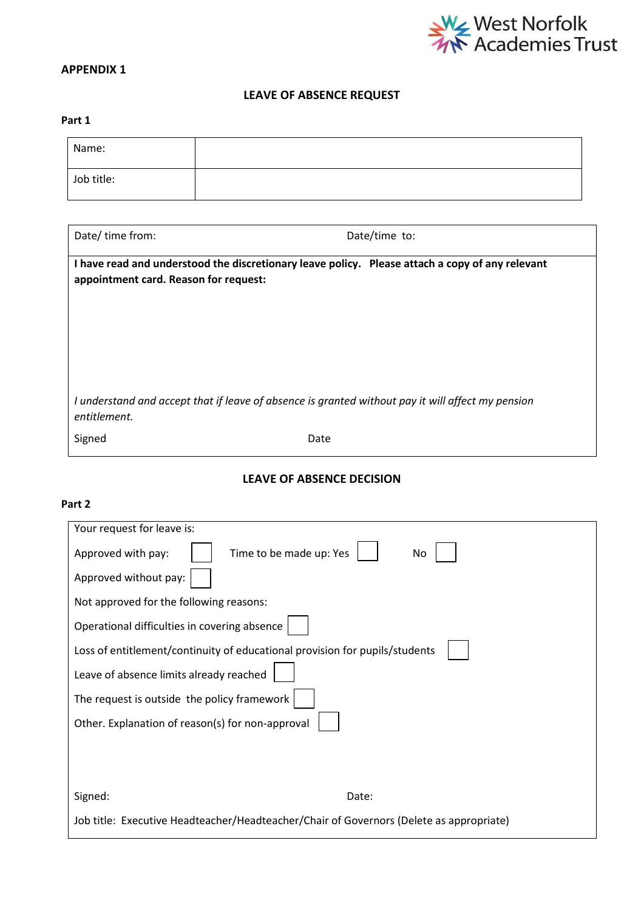West Norfolk Academies Trust

**APPENDIX 1**

## LEAVE OF ABSENCE REQUEST

**Part 1**

| Name: | |
|---|---|
| Job title: | |

| Date/ time from: | Date/time to: |
|---|---|
| **I have read and understood the discretionary leave policy. Please attach a copy of any relevant appointment card. Reason for request:**<br><br>*I understand and accept that if leave of absence is granted without pay it will affect my pension entitlement.*<br><br>Signed Date | |

## LEAVE OF ABSENCE DECISION

**Part 2**

Your request for leave is:

Approved with pay: ☐ Time to be made up: Yes ☐ No ☐

Approved without pay: ☐

Not approved for the following reasons:

Operational difficulties in covering absence ☐

Loss of entitlement/continuity of educational provision for pupils/students ☐

Leave of absence limits already reached ☐

The request is outside the policy framework ☐

Other. Explanation of reason(s) for non-approval ☐

Signed: Date:

Job title: Executive Headteacher/Headteacher/Chair of Governors (Delete as appropriate)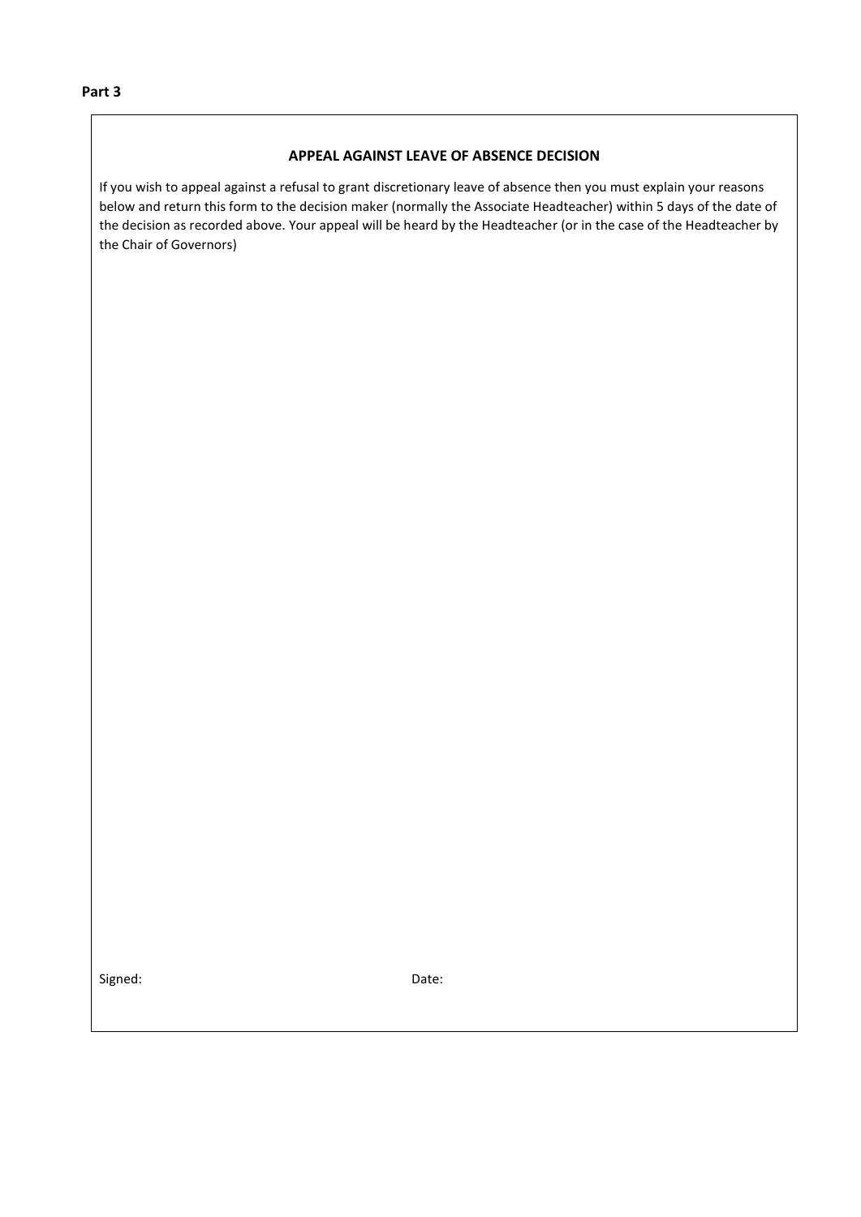**Part 3**

**APPEAL AGAINST LEAVE OF ABSENCE DECISION**

If you wish to appeal against a refusal to grant discretionary leave of absence then you must explain your reasons below and return this form to the decision maker (normally the Associate Headteacher) within 5 days of the date of the decision as recorded above. Your appeal will be heard by the Headteacher (or in the case of the Headteacher by the Chair of Governors)

Signed: Date: